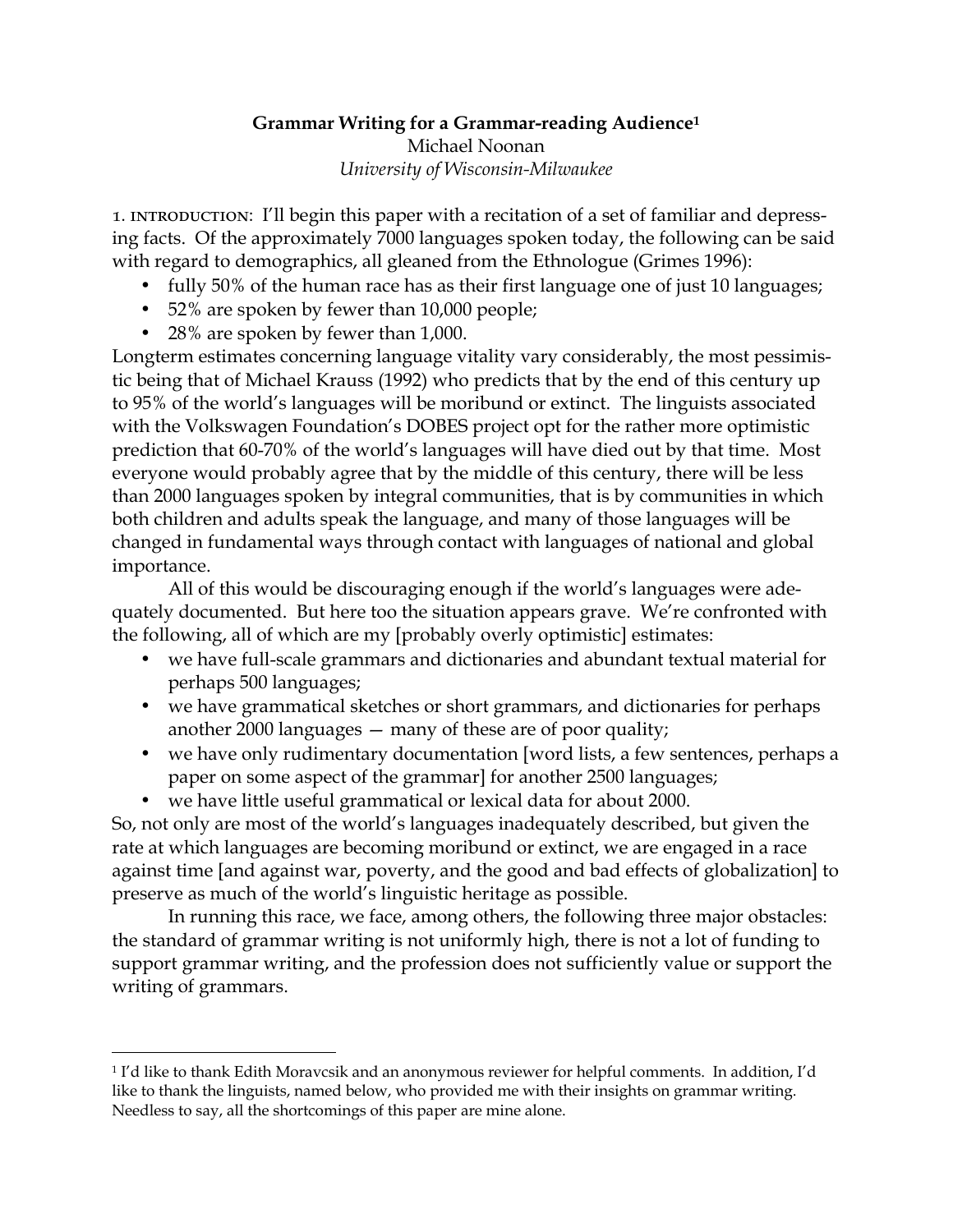# Grammar Writing for a Grammar-reading Audience[1]

Michael Noonan

*University of Wisconsin-Milwaukee*

1. INTRODUCTION: I'll begin this paper with a recitation of a set of familiar and depressing facts. Of the approximately 7000 languages spoken today, the following can be said with regard to demographics, all gleaned from the Ethnologue (Grimes 1996):

- fully 50% of the human race has as their first language one of just 10 languages;
- 52% are spoken by fewer than 10,000 people;
- 28% are spoken by fewer than 1,000.

Longterm estimates concerning language vitality vary considerably, the most pessimistic being that of Michael Krauss (1992) who predicts that by the end of this century up to 95% of the world's languages will be moribund or extinct. The linguists associated with the Volkswagen Foundation's DOBES project opt for the rather more optimistic prediction that 60-70% of the world's languages will have died out by that time. Most everyone would probably agree that by the middle of this century, there will be less than 2000 languages spoken by integral communities, that is by communities in which both children and adults speak the language, and many of those languages will be changed in fundamental ways through contact with languages of national and global importance.

All of this would be discouraging enough if the world's languages were adequately documented. But here too the situation appears grave. We're confronted with the following, all of which are my [probably overly optimistic] estimates:

- we have full-scale grammars and dictionaries and abundant textual material for perhaps 500 languages;
- we have grammatical sketches or short grammars, and dictionaries for perhaps another 2000 languages — many of these are of poor quality;
- we have only rudimentary documentation [word lists, a few sentences, perhaps a paper on some aspect of the grammar] for another 2500 languages;
- we have little useful grammatical or lexical data for about 2000.

So, not only are most of the world's languages inadequately described, but given the rate at which languages are becoming moribund or extinct, we are engaged in a race against time [and against war, poverty, and the good and bad effects of globalization] to preserve as much of the world's linguistic heritage as possible.

In running this race, we face, among others, the following three major obstacles: the standard of grammar writing is not uniformly high, there is not a lot of funding to support grammar writing, and the profession does not sufficiently value or support the writing of grammars.

---

[1] I'd like to thank Edith Moravcsik and an anonymous reviewer for helpful comments. In addition, I'd like to thank the linguists, named below, who provided me with their insights on grammar writing. Needless to say, all the shortcomings of this paper are mine alone.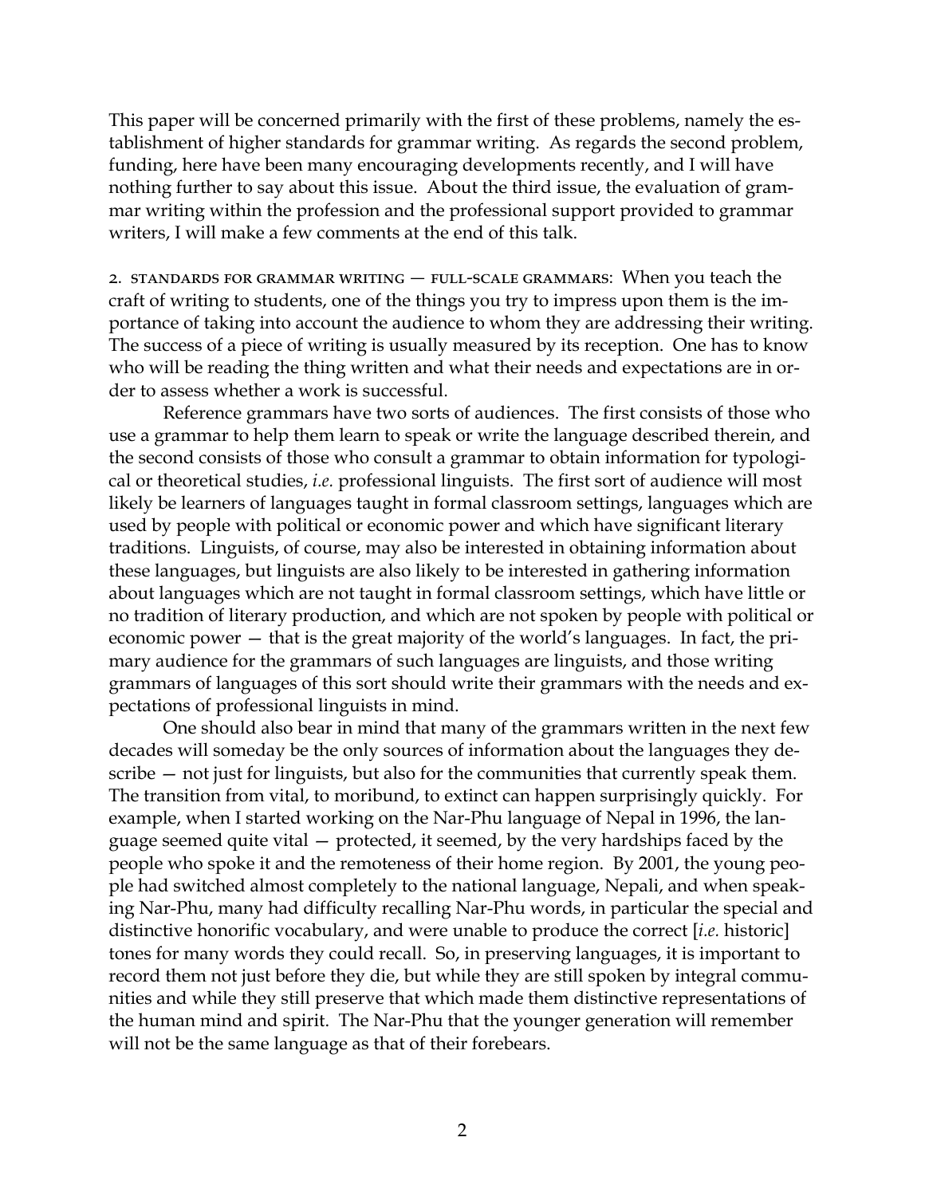This paper will be concerned primarily with the first of these problems, namely the establishment of higher standards for grammar writing. As regards the second problem, funding, here have been many encouraging developments recently, and I will have nothing further to say about this issue. About the third issue, the evaluation of grammar writing within the profession and the professional support provided to grammar writers, I will make a few comments at the end of this talk.

2. STANDARDS FOR GRAMMAR WRITING — FULL-SCALE GRAMMARS: When you teach the craft of writing to students, one of the things you try to impress upon them is the importance of taking into account the audience to whom they are addressing their writing. The success of a piece of writing is usually measured by its reception. One has to know who will be reading the thing written and what their needs and expectations are in order to assess whether a work is successful.

Reference grammars have two sorts of audiences. The first consists of those who use a grammar to help them learn to speak or write the language described therein, and the second consists of those who consult a grammar to obtain information for typological or theoretical studies, *i.e.* professional linguists. The first sort of audience will most likely be learners of languages taught in formal classroom settings, languages which are used by people with political or economic power and which have significant literary traditions. Linguists, of course, may also be interested in obtaining information about these languages, but linguists are also likely to be interested in gathering information about languages which are not taught in formal classroom settings, which have little or no tradition of literary production, and which are not spoken by people with political or economic power — that is the great majority of the world's languages. In fact, the primary audience for the grammars of such languages are linguists, and those writing grammars of languages of this sort should write their grammars with the needs and expectations of professional linguists in mind.

One should also bear in mind that many of the grammars written in the next few decades will someday be the only sources of information about the languages they describe — not just for linguists, but also for the communities that currently speak them. The transition from vital, to moribund, to extinct can happen surprisingly quickly. For example, when I started working on the Nar-Phu language of Nepal in 1996, the language seemed quite vital — protected, it seemed, by the very hardships faced by the people who spoke it and the remoteness of their home region. By 2001, the young people had switched almost completely to the national language, Nepali, and when speaking Nar-Phu, many had difficulty recalling Nar-Phu words, in particular the special and distinctive honorific vocabulary, and were unable to produce the correct [*i.e.* historic] tones for many words they could recall. So, in preserving languages, it is important to record them not just before they die, but while they are still spoken by integral communities and while they still preserve that which made them distinctive representations of the human mind and spirit. The Nar-Phu that the younger generation will remember will not be the same language as that of their forebears.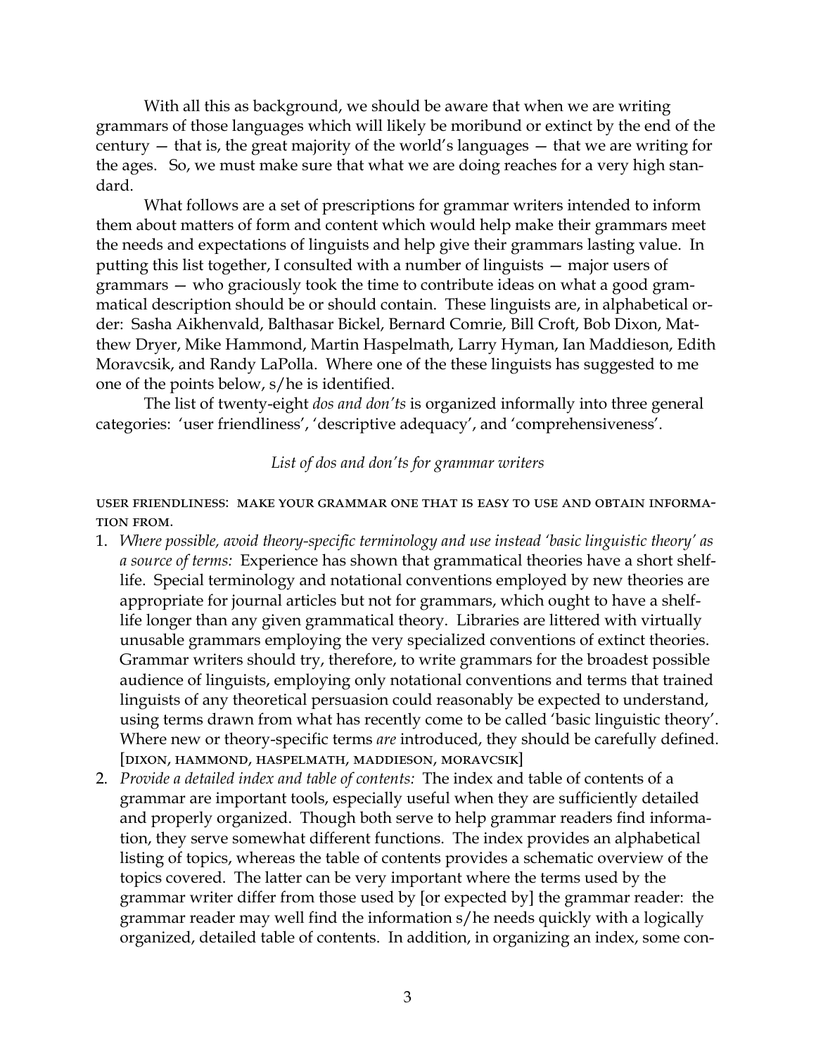With all this as background, we should be aware that when we are writing grammars of those languages which will likely be moribund or extinct by the end of the century — that is, the great majority of the world's languages — that we are writing for the ages. So, we must make sure that what we are doing reaches for a very high standard.

What follows are a set of prescriptions for grammar writers intended to inform them about matters of form and content which would help make their grammars meet the needs and expectations of linguists and help give their grammars lasting value. In putting this list together, I consulted with a number of linguists — major users of grammars — who graciously took the time to contribute ideas on what a good grammatical description should be or should contain. These linguists are, in alphabetical order: Sasha Aikhenvald, Balthasar Bickel, Bernard Comrie, Bill Croft, Bob Dixon, Matthew Dryer, Mike Hammond, Martin Haspelmath, Larry Hyman, Ian Maddieson, Edith Moravcsik, and Randy LaPolla. Where one of the these linguists has suggested to me one of the points below, s/he is identified.

The list of twenty-eight *dos and don'ts* is organized informally into three general categories: 'user friendliness', 'descriptive adequacy', and 'comprehensiveness'.

*List of dos and don'ts for grammar writers*

USER FRIENDLINESS: MAKE YOUR GRAMMAR ONE THAT IS EASY TO USE AND OBTAIN INFORMATION FROM.

1. *Where possible, avoid theory-specific terminology and use instead 'basic linguistic theory' as a source of terms:* Experience has shown that grammatical theories have a short shelf-life. Special terminology and notational conventions employed by new theories are appropriate for journal articles but not for grammars, which ought to have a shelf-life longer than any given grammatical theory. Libraries are littered with virtually unusable grammars employing the very specialized conventions of extinct theories. Grammar writers should try, therefore, to write grammars for the broadest possible audience of linguists, employing only notational conventions and terms that trained linguists of any theoretical persuasion could reasonably be expected to understand, using terms drawn from what has recently come to be called 'basic linguistic theory'. Where new or theory-specific terms *are* introduced, they should be carefully defined. [DIXON, HAMMOND, HASPELMATH, MADDIESON, MORAVCSIK]
2. *Provide a detailed index and table of contents:* The index and table of contents of a grammar are important tools, especially useful when they are sufficiently detailed and properly organized. Though both serve to help grammar readers find information, they serve somewhat different functions. The index provides an alphabetical listing of topics, whereas the table of contents provides a schematic overview of the topics covered. The latter can be very important where the terms used by the grammar writer differ from those used by [or expected by] the grammar reader: the grammar reader may well find the information s/he needs quickly with a logically organized, detailed table of contents. In addition, in organizing an index, some con-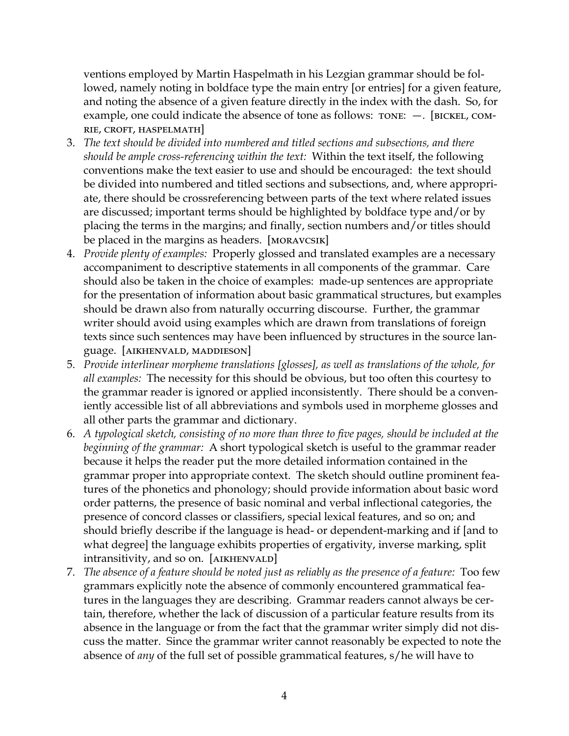ventions employed by Martin Haspelmath in his Lezgian grammar should be followed, namely noting in boldface type the main entry [or entries] for a given feature, and noting the absence of a given feature directly in the index with the dash. So, for example, one could indicate the absence of tone as follows: TONE: —. [BICKEL, COMRIE, CROFT, HASPELMATH]

3. *The text should be divided into numbered and titled sections and subsections, and there should be ample cross-referencing within the text:* Within the text itself, the following conventions make the text easier to use and should be encouraged: the text should be divided into numbered and titled sections and subsections, and, where appropriate, there should be crossreferencing between parts of the text where related issues are discussed; important terms should be highlighted by boldface type and/or by placing the terms in the margins; and finally, section numbers and/or titles should be placed in the margins as headers. [MORAVCSIK]
4. *Provide plenty of examples:* Properly glossed and translated examples are a necessary accompaniment to descriptive statements in all components of the grammar. Care should also be taken in the choice of examples: made-up sentences are appropriate for the presentation of information about basic grammatical structures, but examples should be drawn also from naturally occurring discourse. Further, the grammar writer should avoid using examples which are drawn from translations of foreign texts since such sentences may have been influenced by structures in the source language. [AIKHENVALD, MADDIESON]
5. *Provide interlinear morpheme translations [glosses], as well as translations of the whole, for all examples:* The necessity for this should be obvious, but too often this courtesy to the grammar reader is ignored or applied inconsistently. There should be a conveniently accessible list of all abbreviations and symbols used in morpheme glosses and all other parts the grammar and dictionary.
6. *A typological sketch, consisting of no more than three to five pages, should be included at the beginning of the grammar:* A short typological sketch is useful to the grammar reader because it helps the reader put the more detailed information contained in the grammar proper into appropriate context. The sketch should outline prominent features of the phonetics and phonology; should provide information about basic word order patterns, the presence of basic nominal and verbal inflectional categories, the presence of concord classes or classifiers, special lexical features, and so on; and should briefly describe if the language is head- or dependent-marking and if [and to what degree] the language exhibits properties of ergativity, inverse marking, split intransitivity, and so on. [AIKHENVALD]
7. *The absence of a feature should be noted just as reliably as the presence of a feature:* Too few grammars explicitly note the absence of commonly encountered grammatical features in the languages they are describing. Grammar readers cannot always be certain, therefore, whether the lack of discussion of a particular feature results from its absence in the language or from the fact that the grammar writer simply did not discuss the matter. Since the grammar writer cannot reasonably be expected to note the absence of *any* of the full set of possible grammatical features, s/he will have to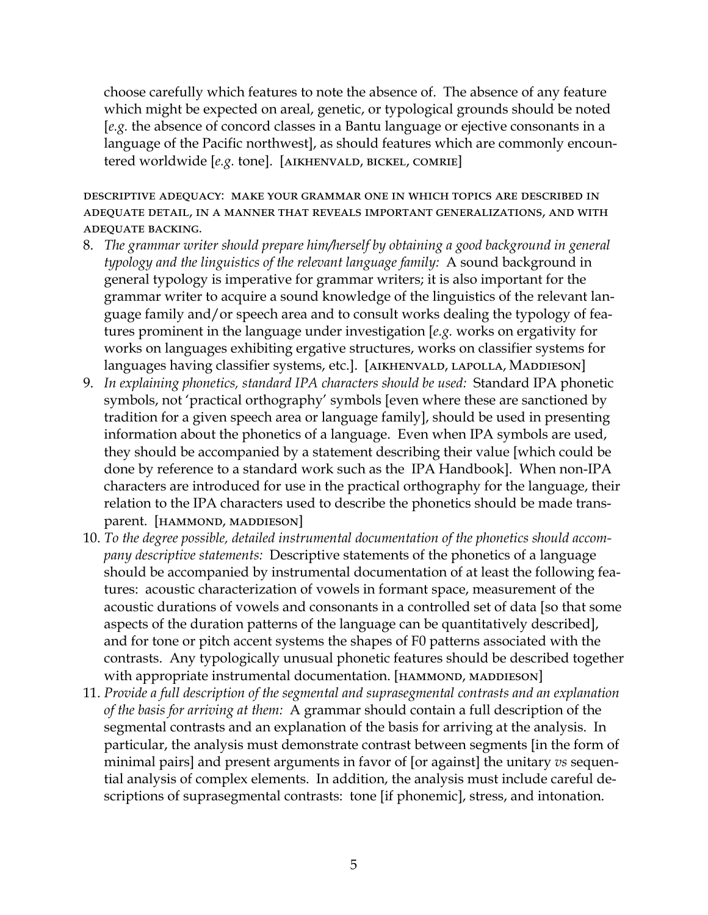choose carefully which features to note the absence of. The absence of any feature which might be expected on areal, genetic, or typological grounds should be noted [*e.g.* the absence of concord classes in a Bantu language or ejective consonants in a language of the Pacific northwest], as should features which are commonly encountered worldwide [*e.g.* tone]. [AIKHENVALD, BICKEL, COMRIE]

DESCRIPTIVE ADEQUACY: MAKE YOUR GRAMMAR ONE IN WHICH TOPICS ARE DESCRIBED IN ADEQUATE DETAIL, IN A MANNER THAT REVEALS IMPORTANT GENERALIZATIONS, AND WITH ADEQUATE BACKING.

8. *The grammar writer should prepare him/herself by obtaining a good background in general typology and the linguistics of the relevant language family:* A sound background in general typology is imperative for grammar writers; it is also important for the grammar writer to acquire a sound knowledge of the linguistics of the relevant language family and/or speech area and to consult works dealing the typology of features prominent in the language under investigation [*e.g.* works on ergativity for works on languages exhibiting ergative structures, works on classifier systems for languages having classifier systems, etc.]. [AIKHENVALD, LAPOLLA, MADDIESON]
9. *In explaining phonetics, standard IPA characters should be used:* Standard IPA phonetic symbols, not 'practical orthography' symbols [even where these are sanctioned by tradition for a given speech area or language family], should be used in presenting information about the phonetics of a language. Even when IPA symbols are used, they should be accompanied by a statement describing their value [which could be done by reference to a standard work such as the IPA Handbook]. When non-IPA characters are introduced for use in the practical orthography for the language, their relation to the IPA characters used to describe the phonetics should be made transparent. [HAMMOND, MADDIESON]
10. *To the degree possible, detailed instrumental documentation of the phonetics should accompany descriptive statements:* Descriptive statements of the phonetics of a language should be accompanied by instrumental documentation of at least the following features: acoustic characterization of vowels in formant space, measurement of the acoustic durations of vowels and consonants in a controlled set of data [so that some aspects of the duration patterns of the language can be quantitatively described], and for tone or pitch accent systems the shapes of F0 patterns associated with the contrasts. Any typologically unusual phonetic features should be described together with appropriate instrumental documentation. [HAMMOND, MADDIESON]
11. *Provide a full description of the segmental and suprasegmental contrasts and an explanation of the basis for arriving at them:* A grammar should contain a full description of the segmental contrasts and an explanation of the basis for arriving at the analysis. In particular, the analysis must demonstrate contrast between segments [in the form of minimal pairs] and present arguments in favor of [or against] the unitary *vs* sequential analysis of complex elements. In addition, the analysis must include careful descriptions of suprasegmental contrasts: tone [if phonemic], stress, and intonation.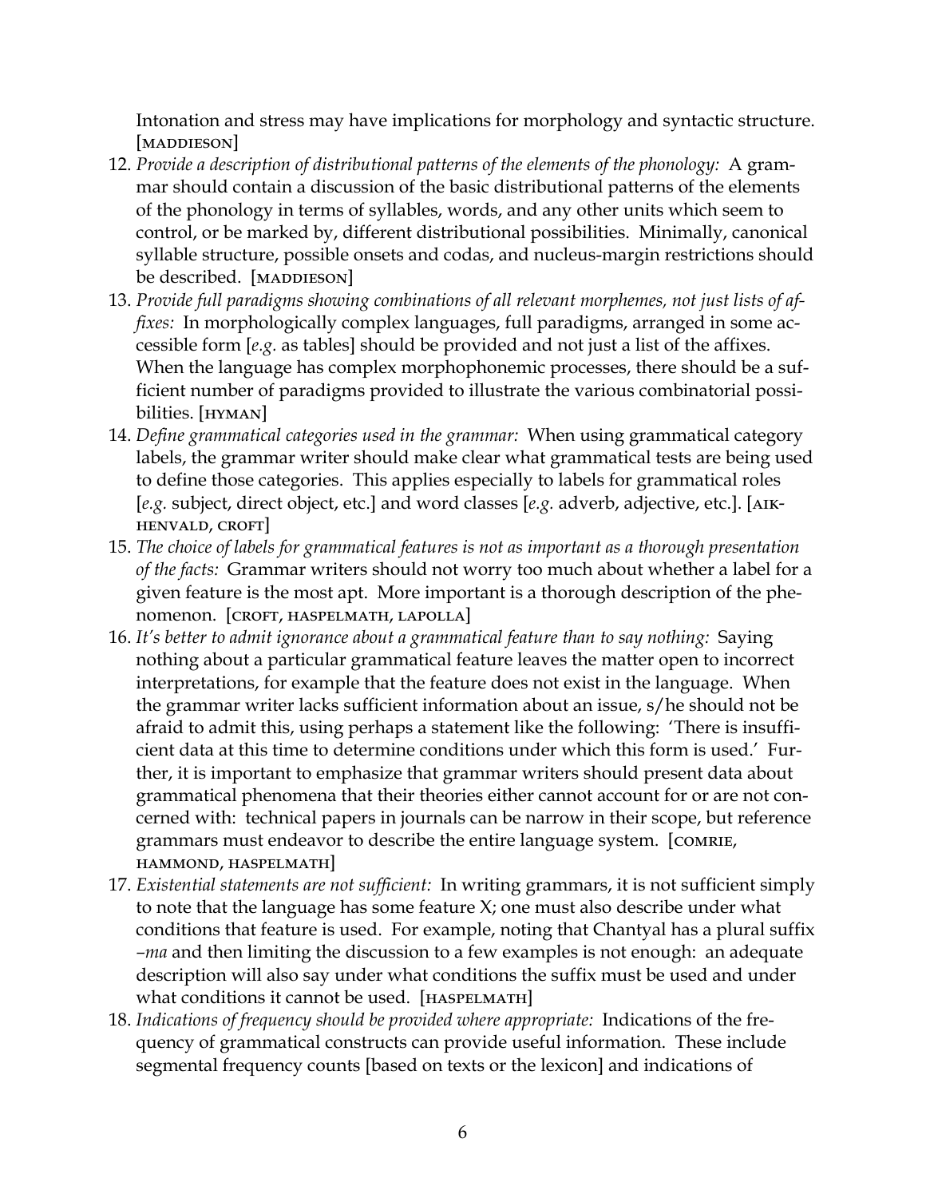Intonation and stress may have implications for morphology and syntactic structure. [MADDIESON]

12. *Provide a description of distributional patterns of the elements of the phonology:* A grammar should contain a discussion of the basic distributional patterns of the elements of the phonology in terms of syllables, words, and any other units which seem to control, or be marked by, different distributional possibilities. Minimally, canonical syllable structure, possible onsets and codas, and nucleus-margin restrictions should be described. [MADDIESON]
13. *Provide full paradigms showing combinations of all relevant morphemes, not just lists of affixes:* In morphologically complex languages, full paradigms, arranged in some accessible form [*e.g.* as tables] should be provided and not just a list of the affixes. When the language has complex morphophonemic processes, there should be a sufficient number of paradigms provided to illustrate the various combinatorial possibilities. [HYMAN]
14. *Define grammatical categories used in the grammar:* When using grammatical category labels, the grammar writer should make clear what grammatical tests are being used to define those categories. This applies especially to labels for grammatical roles [*e.g.* subject, direct object, etc.] and word classes [*e.g.* adverb, adjective, etc.]. [AIKHENVALD, CROFT]
15. *The choice of labels for grammatical features is not as important as a thorough presentation of the facts:* Grammar writers should not worry too much about whether a label for a given feature is the most apt. More important is a thorough description of the phenomenon. [CROFT, HASPELMATH, LAPOLLA]
16. *It's better to admit ignorance about a grammatical feature than to say nothing:* Saying nothing about a particular grammatical feature leaves the matter open to incorrect interpretations, for example that the feature does not exist in the language. When the grammar writer lacks sufficient information about an issue, s/he should not be afraid to admit this, using perhaps a statement like the following: 'There is insufficient data at this time to determine conditions under which this form is used.' Further, it is important to emphasize that grammar writers should present data about grammatical phenomena that their theories either cannot account for or are not concerned with: technical papers in journals can be narrow in their scope, but reference grammars must endeavor to describe the entire language system. [COMRIE, HAMMOND, HASPELMATH]
17. *Existential statements are not sufficient:* In writing grammars, it is not sufficient simply to note that the language has some feature X; one must also describe under what conditions that feature is used. For example, noting that Chantyal has a plural suffix *–ma* and then limiting the discussion to a few examples is not enough: an adequate description will also say under what conditions the suffix must be used and under what conditions it cannot be used. [HASPELMATH]
18. *Indications of frequency should be provided where appropriate:* Indications of the frequency of grammatical constructs can provide useful information. These include segmental frequency counts [based on texts or the lexicon] and indications of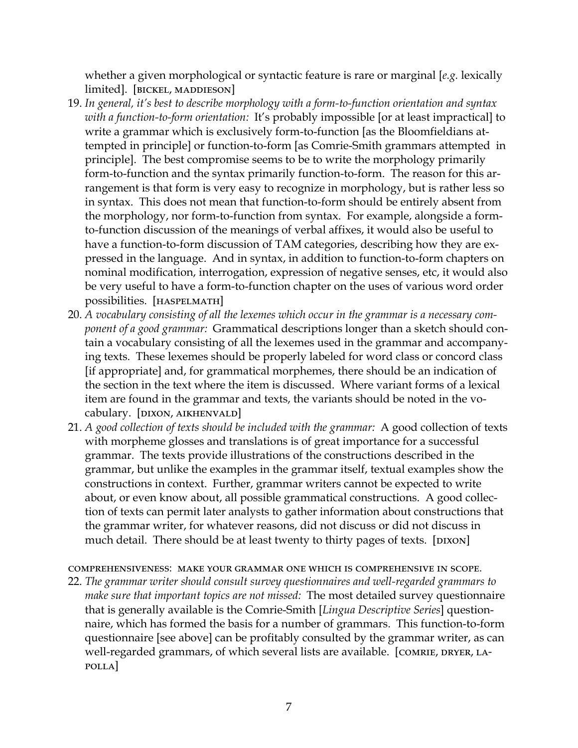whether a given morphological or syntactic feature is rare or marginal [*e.g.* lexically limited]. [BICKEL, MADDIESON]

19. *In general, it's best to describe morphology with a form-to-function orientation and syntax with a function-to-form orientation:* It's probably impossible [or at least impractical] to write a grammar which is exclusively form-to-function [as the Bloomfieldians attempted in principle] or function-to-form [as Comrie-Smith grammars attempted in principle]. The best compromise seems to be to write the morphology primarily form-to-function and the syntax primarily function-to-form. The reason for this arrangement is that form is very easy to recognize in morphology, but is rather less so in syntax. This does not mean that function-to-form should be entirely absent from the morphology, nor form-to-function from syntax. For example, alongside a form-to-function discussion of the meanings of verbal affixes, it would also be useful to have a function-to-form discussion of TAM categories, describing how they are expressed in the language. And in syntax, in addition to function-to-form chapters on nominal modification, interrogation, expression of negative senses, etc, it would also be very useful to have a form-to-function chapter on the uses of various word order possibilities. [HASPELMATH]
20. *A vocabulary consisting of all the lexemes which occur in the grammar is a necessary component of a good grammar:* Grammatical descriptions longer than a sketch should contain a vocabulary consisting of all the lexemes used in the grammar and accompanying texts. These lexemes should be properly labeled for word class or concord class [if appropriate] and, for grammatical morphemes, there should be an indication of the section in the text where the item is discussed. Where variant forms of a lexical item are found in the grammar and texts, the variants should be noted in the vocabulary. [DIXON, AIKHENVALD]
21. *A good collection of texts should be included with the grammar:* A good collection of texts with morpheme glosses and translations is of great importance for a successful grammar. The texts provide illustrations of the constructions described in the grammar, but unlike the examples in the grammar itself, textual examples show the constructions in context. Further, grammar writers cannot be expected to write about, or even know about, all possible grammatical constructions. A good collection of texts can permit later analysts to gather information about constructions that the grammar writer, for whatever reasons, did not discuss or did not discuss in much detail. There should be at least twenty to thirty pages of texts. [DIXON]

COMPREHENSIVENESS: MAKE YOUR GRAMMAR ONE WHICH IS COMPREHENSIVE IN SCOPE.

22. *The grammar writer should consult survey questionnaires and well-regarded grammars to make sure that important topics are not missed:* The most detailed survey questionnaire that is generally available is the Comrie-Smith [*Lingua Descriptive Series*] questionnaire, which has formed the basis for a number of grammars. This function-to-form questionnaire [see above] can be profitably consulted by the grammar writer, as can well-regarded grammars, of which several lists are available. [COMRIE, DRYER, LAPOLLA]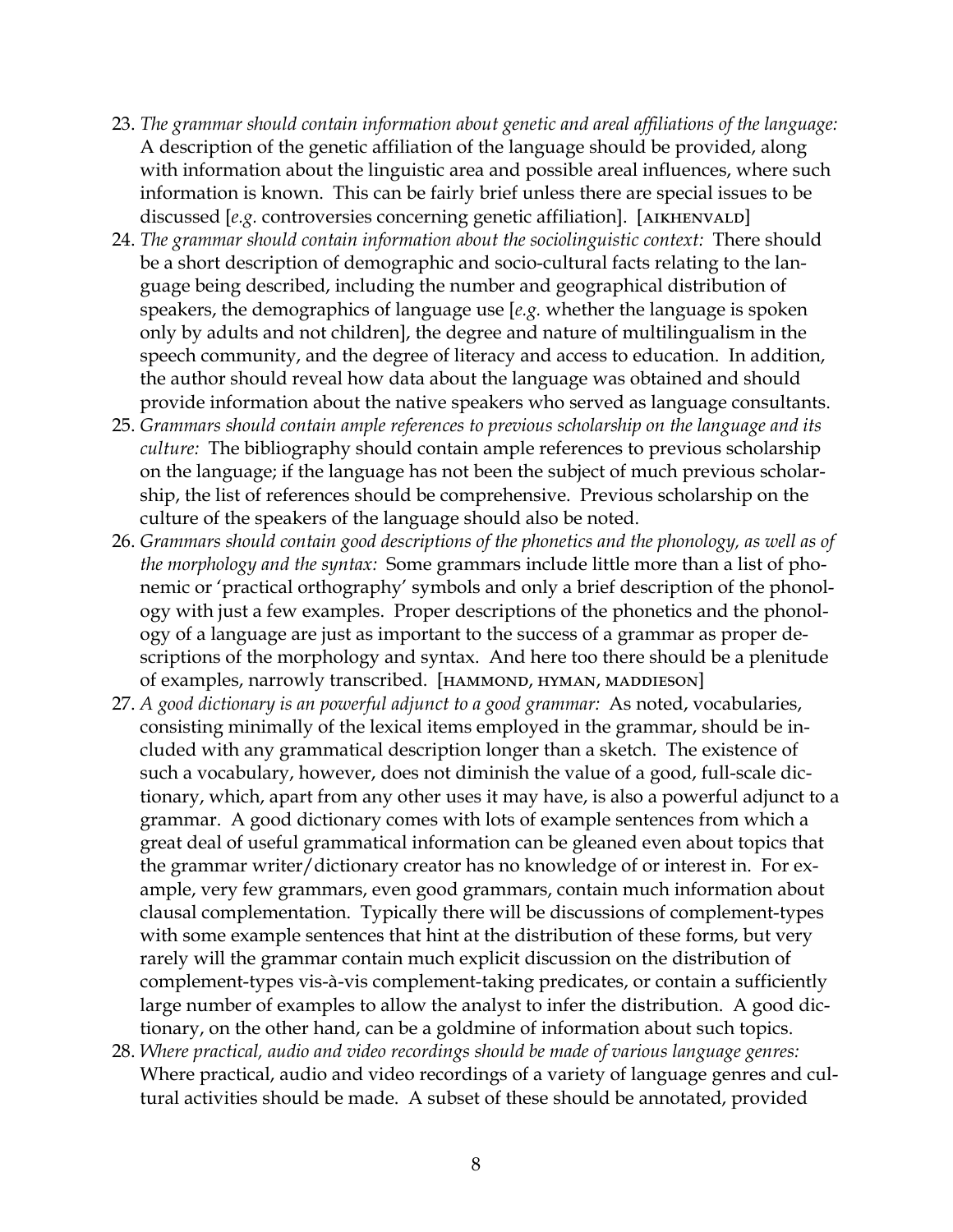23. *The grammar should contain information about genetic and areal affiliations of the language:* A description of the genetic affiliation of the language should be provided, along with information about the linguistic area and possible areal influences, where such information is known. This can be fairly brief unless there are special issues to be discussed [*e.g.* controversies concerning genetic affiliation]. [AIKHENVALD]
24. *The grammar should contain information about the sociolinguistic context:* There should be a short description of demographic and socio-cultural facts relating to the language being described, including the number and geographical distribution of speakers, the demographics of language use [*e.g.* whether the language is spoken only by adults and not children], the degree and nature of multilingualism in the speech community, and the degree of literacy and access to education. In addition, the author should reveal how data about the language was obtained and should provide information about the native speakers who served as language consultants.
25. *Grammars should contain ample references to previous scholarship on the language and its culture:* The bibliography should contain ample references to previous scholarship on the language; if the language has not been the subject of much previous scholarship, the list of references should be comprehensive. Previous scholarship on the culture of the speakers of the language should also be noted.
26. *Grammars should contain good descriptions of the phonetics and the phonology, as well as of the morphology and the syntax:* Some grammars include little more than a list of phonemic or 'practical orthography' symbols and only a brief description of the phonology with just a few examples. Proper descriptions of the phonetics and the phonology of a language are just as important to the success of a grammar as proper descriptions of the morphology and syntax. And here too there should be a plenitude of examples, narrowly transcribed. [HAMMOND, HYMAN, MADDIESON]
27. *A good dictionary is an powerful adjunct to a good grammar:* As noted, vocabularies, consisting minimally of the lexical items employed in the grammar, should be included with any grammatical description longer than a sketch. The existence of such a vocabulary, however, does not diminish the value of a good, full-scale dictionary, which, apart from any other uses it may have, is also a powerful adjunct to a grammar. A good dictionary comes with lots of example sentences from which a great deal of useful grammatical information can be gleaned even about topics that the grammar writer/dictionary creator has no knowledge of or interest in. For example, very few grammars, even good grammars, contain much information about clausal complementation. Typically there will be discussions of complement-types with some example sentences that hint at the distribution of these forms, but very rarely will the grammar contain much explicit discussion on the distribution of complement-types vis-à-vis complement-taking predicates, or contain a sufficiently large number of examples to allow the analyst to infer the distribution. A good dictionary, on the other hand, can be a goldmine of information about such topics.
28. *Where practical, audio and video recordings should be made of various language genres:* Where practical, audio and video recordings of a variety of language genres and cultural activities should be made. A subset of these should be annotated, provided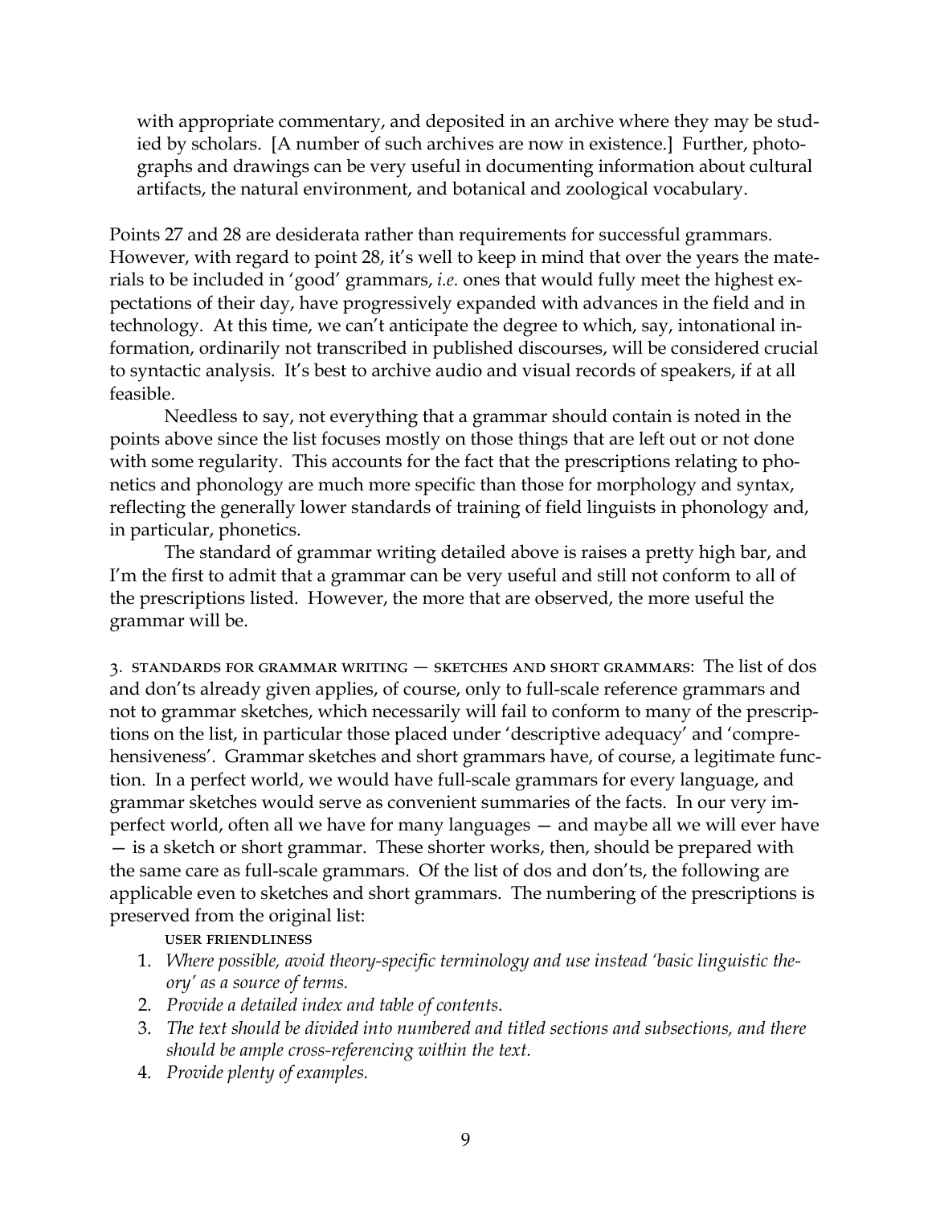with appropriate commentary, and deposited in an archive where they may be studied by scholars. [A number of such archives are now in existence.] Further, photographs and drawings can be very useful in documenting information about cultural artifacts, the natural environment, and botanical and zoological vocabulary.

Points 27 and 28 are desiderata rather than requirements for successful grammars. However, with regard to point 28, it's well to keep in mind that over the years the materials to be included in 'good' grammars, *i.e.* ones that would fully meet the highest expectations of their day, have progressively expanded with advances in the field and in technology. At this time, we can't anticipate the degree to which, say, intonational information, ordinarily not transcribed in published discourses, will be considered crucial to syntactic analysis. It's best to archive audio and visual records of speakers, if at all feasible.

Needless to say, not everything that a grammar should contain is noted in the points above since the list focuses mostly on those things that are left out or not done with some regularity. This accounts for the fact that the prescriptions relating to phonetics and phonology are much more specific than those for morphology and syntax, reflecting the generally lower standards of training of field linguists in phonology and, in particular, phonetics.

The standard of grammar writing detailed above is raises a pretty high bar, and I'm the first to admit that a grammar can be very useful and still not conform to all of the prescriptions listed. However, the more that are observed, the more useful the grammar will be.

3. STANDARDS FOR GRAMMAR WRITING — SKETCHES AND SHORT GRAMMARS: The list of dos and don'ts already given applies, of course, only to full-scale reference grammars and not to grammar sketches, which necessarily will fail to conform to many of the prescriptions on the list, in particular those placed under 'descriptive adequacy' and 'comprehensiveness'. Grammar sketches and short grammars have, of course, a legitimate function. In a perfect world, we would have full-scale grammars for every language, and grammar sketches would serve as convenient summaries of the facts. In our very imperfect world, often all we have for many languages — and maybe all we will ever have — is a sketch or short grammar. These shorter works, then, should be prepared with the same care as full-scale grammars. Of the list of dos and don'ts, the following are applicable even to sketches and short grammars. The numbering of the prescriptions is preserved from the original list:

USER FRIENDLINESS

1. *Where possible, avoid theory-specific terminology and use instead 'basic linguistic theory' as a source of terms.*
2. *Provide a detailed index and table of contents.*
3. *The text should be divided into numbered and titled sections and subsections, and there should be ample cross-referencing within the text.*
4. *Provide plenty of examples.*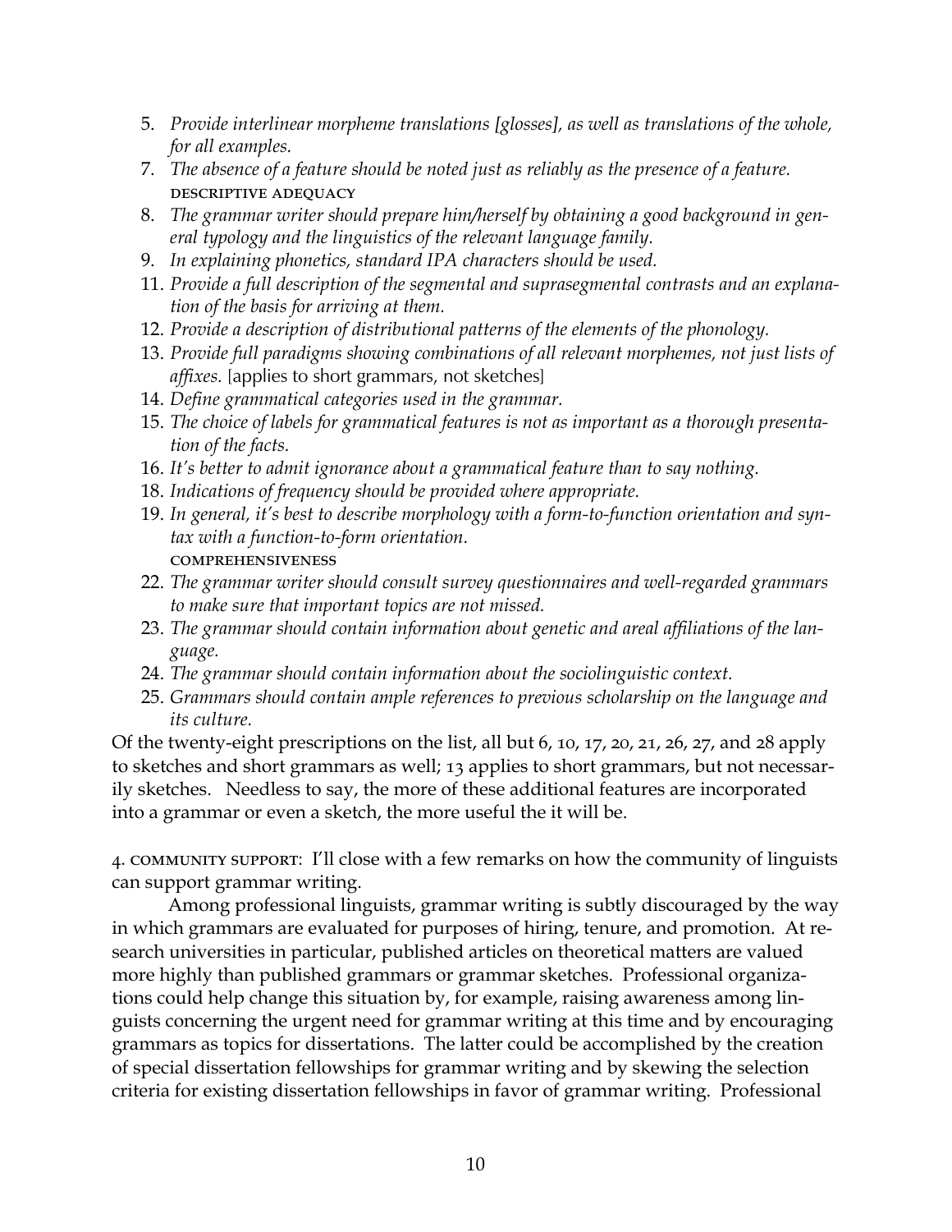5. *Provide interlinear morpheme translations [glosses], as well as translations of the whole, for all examples.*
7. *The absence of a feature should be noted just as reliably as the presence of a feature.*
   DESCRIPTIVE ADEQUACY
8. *The grammar writer should prepare him/herself by obtaining a good background in general typology and the linguistics of the relevant language family.*
9. *In explaining phonetics, standard IPA characters should be used.*
11. *Provide a full description of the segmental and suprasegmental contrasts and an explanation of the basis for arriving at them.*
12. *Provide a description of distributional patterns of the elements of the phonology.*
13. *Provide full paradigms showing combinations of all relevant morphemes, not just lists of affixes.* [applies to short grammars, not sketches]
14. *Define grammatical categories used in the grammar.*
15. *The choice of labels for grammatical features is not as important as a thorough presentation of the facts.*
16. *It's better to admit ignorance about a grammatical feature than to say nothing.*
18. *Indications of frequency should be provided where appropriate.*
19. *In general, it's best to describe morphology with a form-to-function orientation and syntax with a function-to-form orientation.*
   COMPREHENSIVENESS
22. *The grammar writer should consult survey questionnaires and well-regarded grammars to make sure that important topics are not missed.*
23. *The grammar should contain information about genetic and areal affiliations of the language.*
24. *The grammar should contain information about the sociolinguistic context.*
25. *Grammars should contain ample references to previous scholarship on the language and its culture.*

Of the twenty-eight prescriptions on the list, all but 6, 10, 17, 20, 21, 26, 27, and 28 apply to sketches and short grammars as well; 13 applies to short grammars, but not necessarily sketches. Needless to say, the more of these additional features are incorporated into a grammar or even a sketch, the more useful the it will be.

4. COMMUNITY SUPPORT: I'll close with a few remarks on how the community of linguists can support grammar writing.

Among professional linguists, grammar writing is subtly discouraged by the way in which grammars are evaluated for purposes of hiring, tenure, and promotion. At research universities in particular, published articles on theoretical matters are valued more highly than published grammars or grammar sketches. Professional organizations could help change this situation by, for example, raising awareness among linguists concerning the urgent need for grammar writing at this time and by encouraging grammars as topics for dissertations. The latter could be accomplished by the creation of special dissertation fellowships for grammar writing and by skewing the selection criteria for existing dissertation fellowships in favor of grammar writing. Professional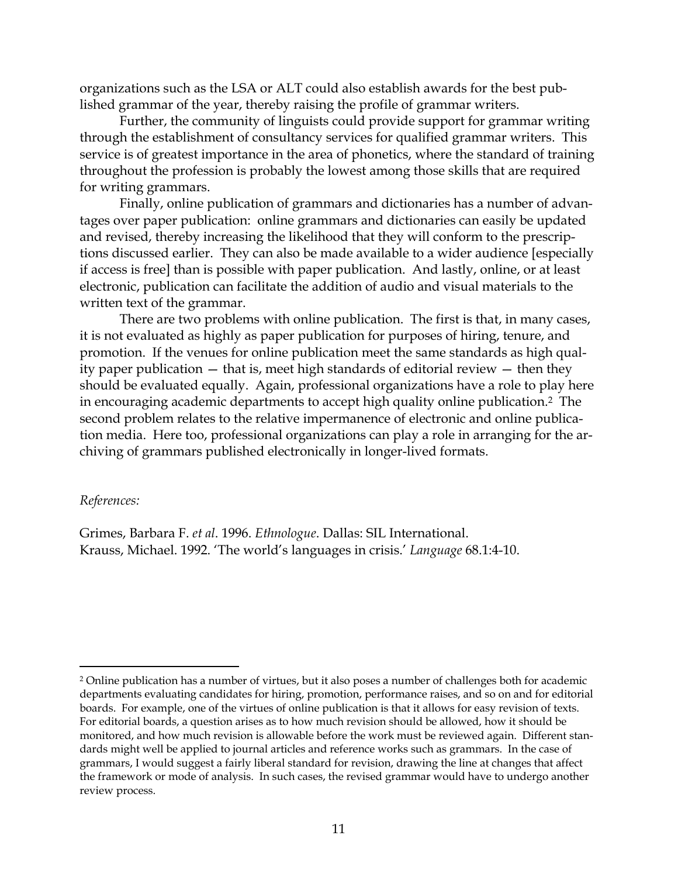organizations such as the LSA or ALT could also establish awards for the best published grammar of the year, thereby raising the profile of grammar writers.

Further, the community of linguists could provide support for grammar writing through the establishment of consultancy services for qualified grammar writers. This service is of greatest importance in the area of phonetics, where the standard of training throughout the profession is probably the lowest among those skills that are required for writing grammars.

Finally, online publication of grammars and dictionaries has a number of advantages over paper publication: online grammars and dictionaries can easily be updated and revised, thereby increasing the likelihood that they will conform to the prescriptions discussed earlier. They can also be made available to a wider audience [especially if access is free] than is possible with paper publication. And lastly, online, or at least electronic, publication can facilitate the addition of audio and visual materials to the written text of the grammar.

There are two problems with online publication. The first is that, in many cases, it is not evaluated as highly as paper publication for purposes of hiring, tenure, and promotion. If the venues for online publication meet the same standards as high quality paper publication — that is, meet high standards of editorial review — then they should be evaluated equally. Again, professional organizations have a role to play here in encouraging academic departments to accept high quality online publication.[2] The second problem relates to the relative impermanence of electronic and online publication media. Here too, professional organizations can play a role in arranging for the archiving of grammars published electronically in longer-lived formats.

*References:*

Grimes, Barbara F. *et al*. 1996. *Ethnologue*. Dallas: SIL International.
Krauss, Michael. 1992. 'The world's languages in crisis.' *Language* 68.1:4-10.

---

[2] Online publication has a number of virtues, but it also poses a number of challenges both for academic departments evaluating candidates for hiring, promotion, performance raises, and so on and for editorial boards. For example, one of the virtues of online publication is that it allows for easy revision of texts. For editorial boards, a question arises as to how much revision should be allowed, how it should be monitored, and how much revision is allowable before the work must be reviewed again. Different standards might well be applied to journal articles and reference works such as grammars. In the case of grammars, I would suggest a fairly liberal standard for revision, drawing the line at changes that affect the framework or mode of analysis. In such cases, the revised grammar would have to undergo another review process.